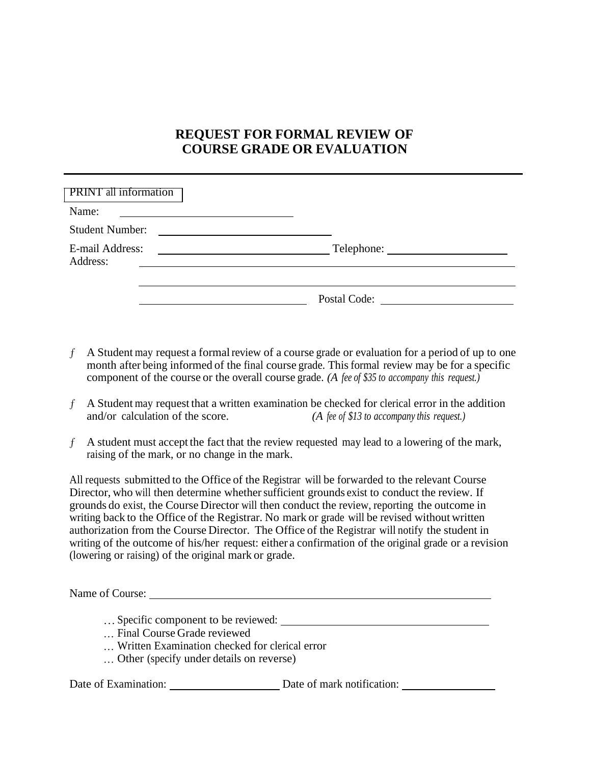# REQUEST FOR FORMAL REVIEW OF COURSE GRADE OR EVALUATION

---

PRINT all information

Name: ____________________

Student Number: ____________________

E-mail Address: ____________________ Telephone: ____________________

Address: ________________________________________

________________________________________

____________________ Postal Code: ____________________

- A Student may request a formal review of a course grade or evaluation for a period of up to one month after being informed of the final course grade. This formal review may be for a specific component of the course or the overall course grade. *(A fee of $35 to accompany this request.)*
- A Student may request that a written examination be checked for clerical error in the addition and/or calculation of the score. *(A fee of $13 to accompany this request.)*
- A student must accept the fact that the review requested may lead to a lowering of the mark, raising of the mark, or no change in the mark.

All requests submitted to the Office of the Registrar will be forwarded to the relevant Course Director, who will then determine whether sufficient grounds exist to conduct the review. If grounds do exist, the Course Director will then conduct the review, reporting the outcome in writing back to the Office of the Registrar. No mark or grade will be revised without written authorization from the Course Director. The Office of the Registrar will notify the student in writing of the outcome of his/her request: either a confirmation of the original grade or a revision (lowering or raising) of the original mark or grade.

Name of Course: ________________________________________

… Specific component to be reviewed: ____________________
… Final Course Grade reviewed
… Written Examination checked for clerical error
… Other (specify under details on reverse)

Date of Examination: ____________________ Date of mark notification: ____________________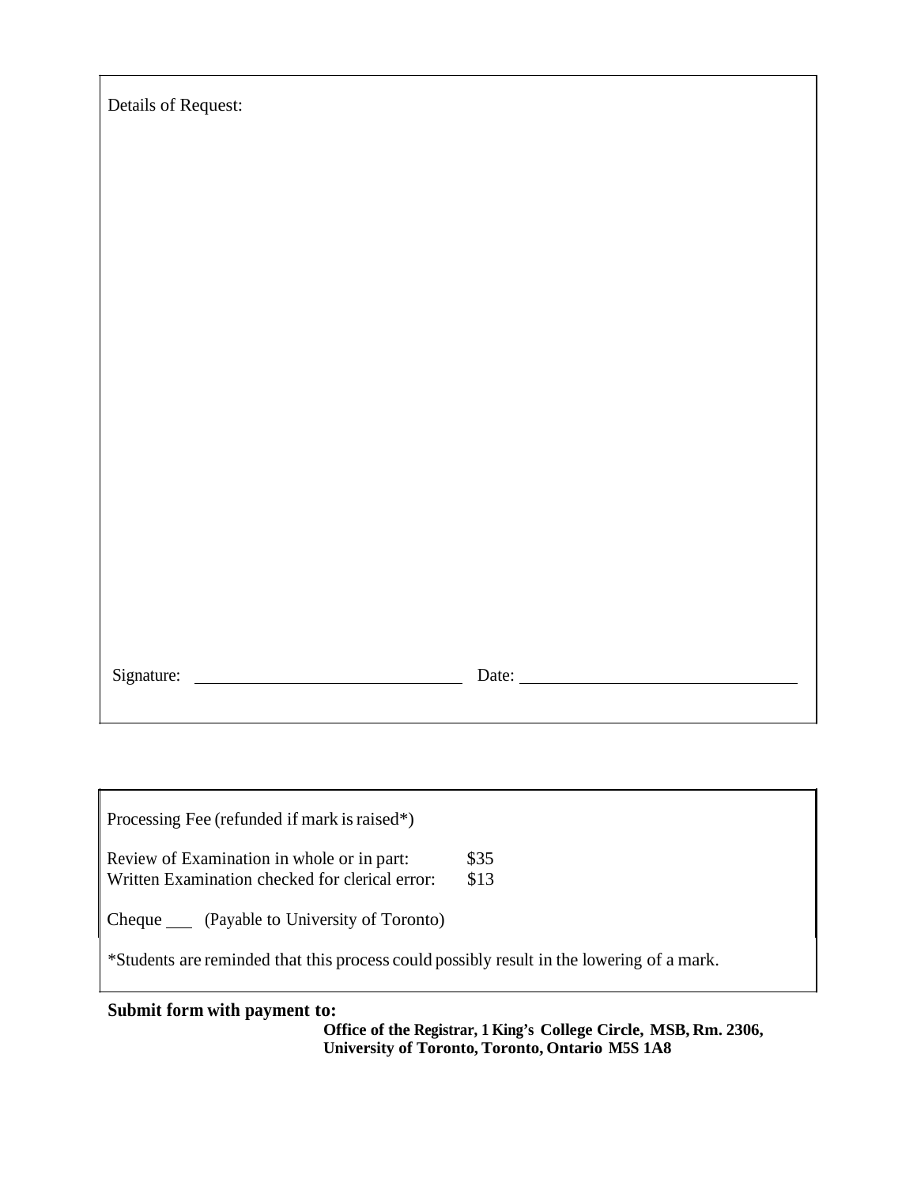Details of Request:

Signature: ____________________ Date: ____________________

Processing Fee (refunded if mark is raised*)

| | |
|---|---|
| Review of Examination in whole or in part: | $35 |
| Written Examination checked for clerical error: | $13 |

Cheque ___ (Payable to University of Toronto)

*Students are reminded that this process could possibly result in the lowering of a mark.

**Submit form with payment to:**

**Office of the Registrar, 1 King's College Circle, MSB, Rm. 2306,**
**University of Toronto, Toronto, Ontario M5S 1A8**